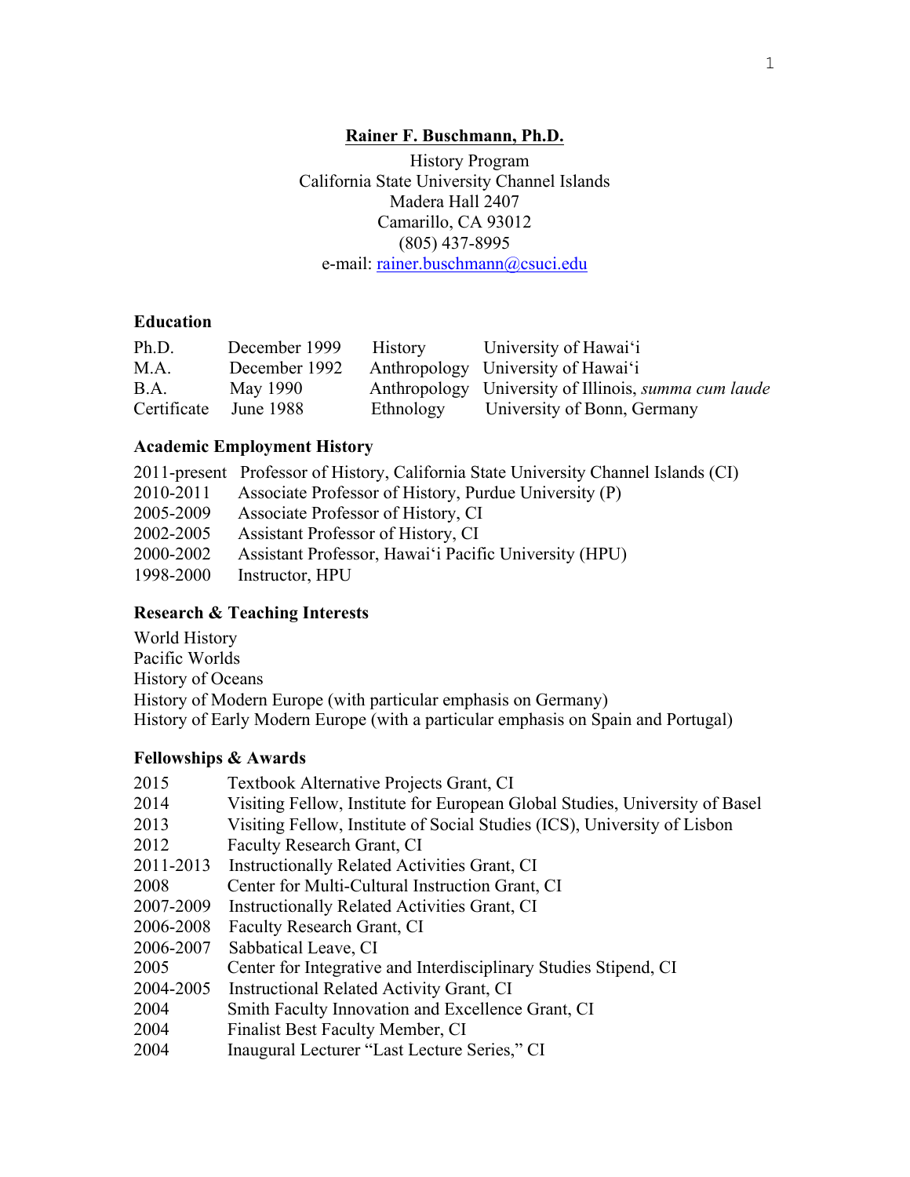# Rainer F. Buschmann, Ph.D.

History Program
California State University Channel Islands
Madera Hall 2407
Camarillo, CA 93012
(805) 437-8995
e-mail: rainer.buschmann@csuci.edu

## Education

| | | | |
|---|---|---|---|
| Ph.D. | December 1999 | History | University of Hawai'i |
| M.A. | December 1992 | Anthropology | University of Hawai'i |
| B.A. | May 1990 | Anthropology | University of Illinois, *summa cum laude* |
| Certificate | June 1988 | Ethnology | University of Bonn, Germany |

## Academic Employment History

| | |
|---|---|
| 2011-present | Professor of History, California State University Channel Islands (CI) |
| 2010-2011 | Associate Professor of History, Purdue University (P) |
| 2005-2009 | Associate Professor of History, CI |
| 2002-2005 | Assistant Professor of History, CI |
| 2000-2002 | Assistant Professor, Hawai'i Pacific University (HPU) |
| 1998-2000 | Instructor, HPU |

## Research & Teaching Interests

World History
Pacific Worlds
History of Oceans
History of Modern Europe (with particular emphasis on Germany)
History of Early Modern Europe (with a particular emphasis on Spain and Portugal)

## Fellowships & Awards

| | |
|---|---|
| 2015 | Textbook Alternative Projects Grant, CI |
| 2014 | Visiting Fellow, Institute for European Global Studies, University of Basel |
| 2013 | Visiting Fellow, Institute of Social Studies (ICS), University of Lisbon |
| 2012 | Faculty Research Grant, CI |
| 2011-2013 | Instructionally Related Activities Grant, CI |
| 2008 | Center for Multi-Cultural Instruction Grant, CI |
| 2007-2009 | Instructionally Related Activities Grant, CI |
| 2006-2008 | Faculty Research Grant, CI |
| 2006-2007 | Sabbatical Leave, CI |
| 2005 | Center for Integrative and Interdisciplinary Studies Stipend, CI |
| 2004-2005 | Instructional Related Activity Grant, CI |
| 2004 | Smith Faculty Innovation and Excellence Grant, CI |
| 2004 | Finalist Best Faculty Member, CI |
| 2004 | Inaugural Lecturer "Last Lecture Series," CI |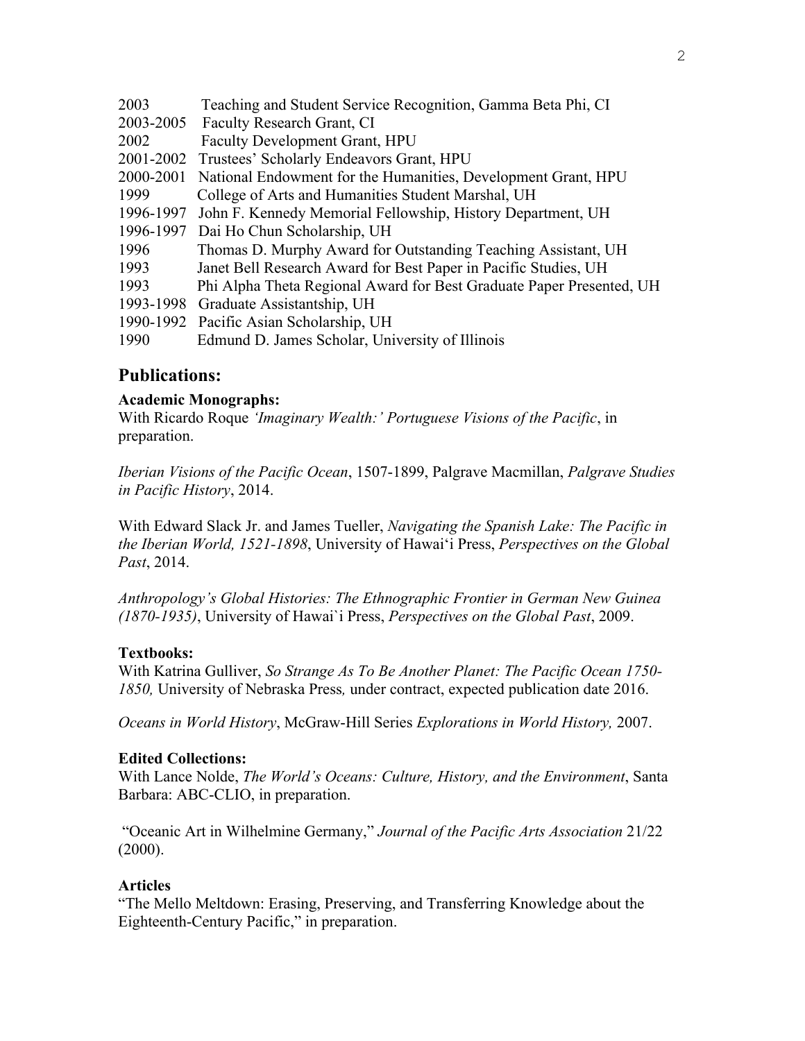2003 Teaching and Student Service Recognition, Gamma Beta Phi, CI
2003-2005 Faculty Research Grant, CI
2002 Faculty Development Grant, HPU
2001-2002 Trustees' Scholarly Endeavors Grant, HPU
2000-2001 National Endowment for the Humanities, Development Grant, HPU
1999 College of Arts and Humanities Student Marshal, UH
1996-1997 John F. Kennedy Memorial Fellowship, History Department, UH
1996-1997 Dai Ho Chun Scholarship, UH
1996 Thomas D. Murphy Award for Outstanding Teaching Assistant, UH
1993 Janet Bell Research Award for Best Paper in Pacific Studies, UH
1993 Phi Alpha Theta Regional Award for Best Graduate Paper Presented, UH
1993-1998 Graduate Assistantship, UH
1990-1992 Pacific Asian Scholarship, UH
1990 Edmund D. James Scholar, University of Illinois

## Publications:

**Academic Monographs:**

With Ricardo Roque *'Imaginary Wealth:' Portuguese Visions of the Pacific*, in preparation.

*Iberian Visions of the Pacific Ocean*, 1507-1899, Palgrave Macmillan, *Palgrave Studies in Pacific History*, 2014.

With Edward Slack Jr. and James Tueller, *Navigating the Spanish Lake: The Pacific in the Iberian World, 1521-1898*, University of Hawai'i Press, *Perspectives on the Global Past*, 2014.

*Anthropology's Global Histories: The Ethnographic Frontier in German New Guinea (1870-1935)*, University of Hawai`i Press, *Perspectives on the Global Past*, 2009.

**Textbooks:**

With Katrina Gulliver, *So Strange As To Be Another Planet: The Pacific Ocean 1750-1850,* University of Nebraska Press*,* under contract, expected publication date 2016.

*Oceans in World History*, McGraw-Hill Series *Explorations in World History,* 2007.

**Edited Collections:**

With Lance Nolde, *The World's Oceans: Culture, History, and the Environment*, Santa Barbara: ABC-CLIO, in preparation.

"Oceanic Art in Wilhelmine Germany," *Journal of the Pacific Arts Association* 21/22 (2000).

**Articles**

"The Mello Meltdown: Erasing, Preserving, and Transferring Knowledge about the Eighteenth-Century Pacific," in preparation.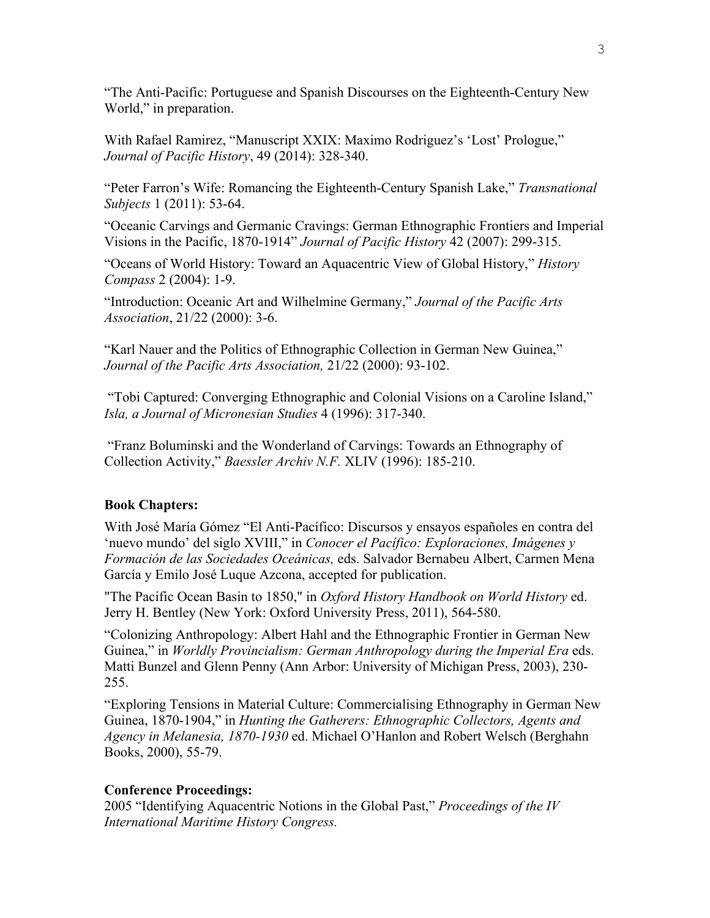"The Anti-Pacific: Portuguese and Spanish Discourses on the Eighteenth-Century New World," in preparation.

With Rafael Ramirez, "Manuscript XXIX: Maximo Rodriguez's 'Lost' Prologue," *Journal of Pacific History*, 49 (2014): 328-340.

"Peter Farron's Wife: Romancing the Eighteenth-Century Spanish Lake," *Transnational Subjects* 1 (2011): 53-64.

"Oceanic Carvings and Germanic Cravings: German Ethnographic Frontiers and Imperial Visions in the Pacific, 1870-1914" *Journal of Pacific History* 42 (2007): 299-315.

"Oceans of World History: Toward an Aquacentric View of Global History," *History Compass* 2 (2004): 1-9.

"Introduction: Oceanic Art and Wilhelmine Germany," *Journal of the Pacific Arts Association*, 21/22 (2000): 3-6.

"Karl Nauer and the Politics of Ethnographic Collection in German New Guinea," *Journal of the Pacific Arts Association,* 21/22 (2000): 93-102.

"Tobi Captured: Converging Ethnographic and Colonial Visions on a Caroline Island," *Isla, a Journal of Micronesian Studies* 4 (1996): 317-340.

"Franz Boluminski and the Wonderland of Carvings: Towards an Ethnography of Collection Activity," *Baessler Archiv N.F.* XLIV (1996): 185-210.

**Book Chapters:**

With José María Gómez "El Anti-Pacífico: Discursos y ensayos españoles en contra del 'nuevo mundo' del siglo XVIII," in *Conocer el Pacífico: Exploraciones, Imágenes y Formación de las Sociedades Oceánicas,* eds. Salvador Bernabeu Albert, Carmen Mena García y Emilo José Luque Azcona, accepted for publication.

"The Pacific Ocean Basin to 1850," in *Oxford History Handbook on World History* ed. Jerry H. Bentley (New York: Oxford University Press, 2011), 564-580.

"Colonizing Anthropology: Albert Hahl and the Ethnographic Frontier in German New Guinea," in *Worldly Provincialism: German Anthropology during the Imperial Era* eds. Matti Bunzel and Glenn Penny (Ann Arbor: University of Michigan Press, 2003), 230-255.

"Exploring Tensions in Material Culture: Commercialising Ethnography in German New Guinea, 1870-1904," in *Hunting the Gatherers: Ethnographic Collectors, Agents and Agency in Melanesia, 1870-1930* ed. Michael O'Hanlon and Robert Welsch (Berghahn Books, 2000), 55-79.

**Conference Proceedings:**

2005 "Identifying Aquacentric Notions in the Global Past," *Proceedings of the IV International Maritime History Congress.*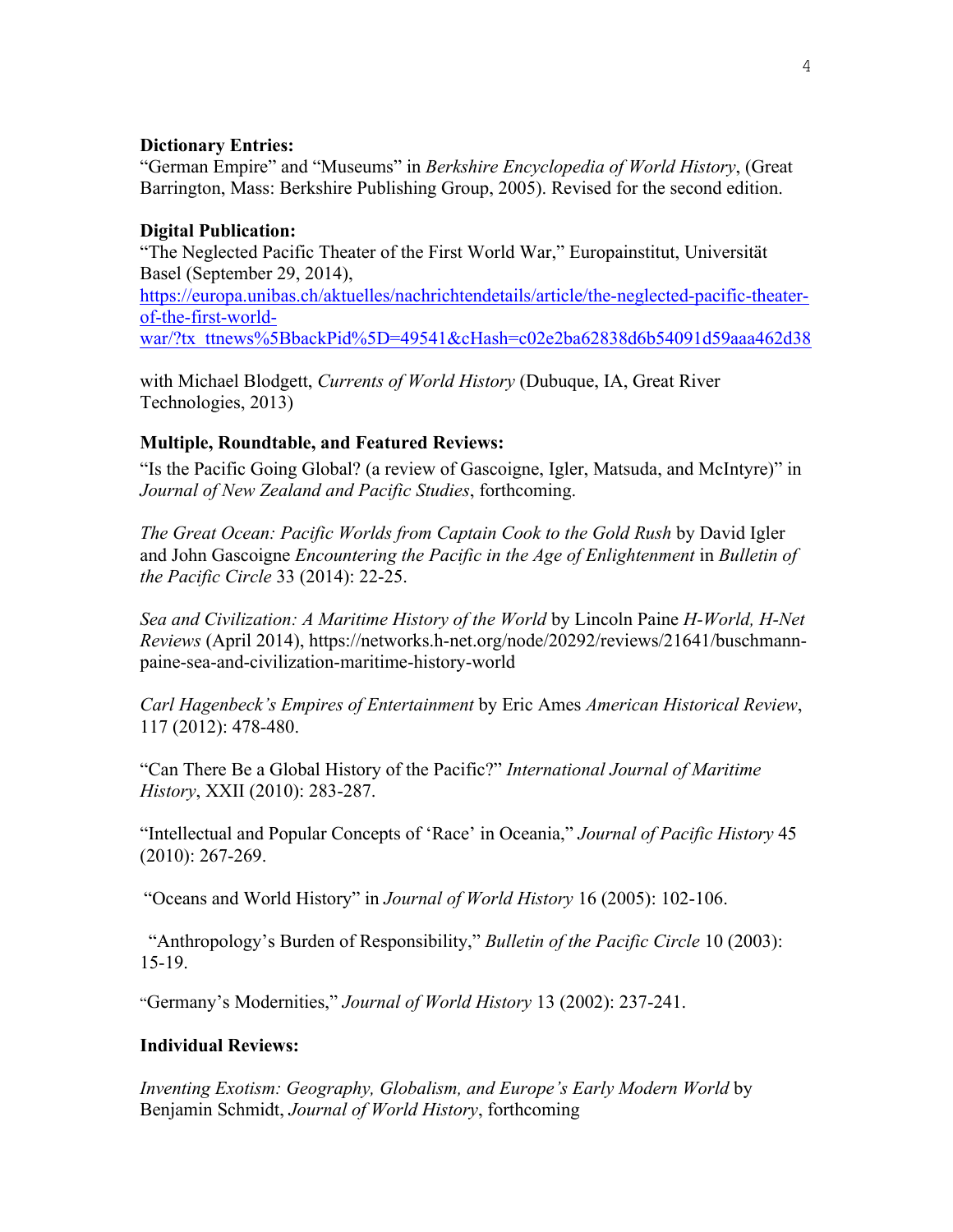**Dictionary Entries:**
"German Empire" and "Museums" in *Berkshire Encyclopedia of World History*, (Great Barrington, Mass: Berkshire Publishing Group, 2005). Revised for the second edition.

**Digital Publication:**
"The Neglected Pacific Theater of the First World War," Europainstitut, Universität Basel (September 29, 2014), https://europa.unibas.ch/aktuelles/nachrichtendetails/article/the-neglected-pacific-theater-of-the-first-world-war/?tx_ttnews%5BbackPid%5D=49541&cHash=c02e2ba62838d6b54091d59aaa462d38

with Michael Blodgett, *Currents of World History* (Dubuque, IA, Great River Technologies, 2013)

**Multiple, Roundtable, and Featured Reviews:**
"Is the Pacific Going Global? (a review of Gascoigne, Igler, Matsuda, and McIntyre)" in *Journal of New Zealand and Pacific Studies*, forthcoming.

*The Great Ocean: Pacific Worlds from Captain Cook to the Gold Rush* by David Igler and John Gascoigne *Encountering the Pacific in the Age of Enlightenment* in *Bulletin of the Pacific Circle* 33 (2014): 22-25.

*Sea and Civilization: A Maritime History of the World* by Lincoln Paine *H-World, H-Net Reviews* (April 2014), https://networks.h-net.org/node/20292/reviews/21641/buschmann-paine-sea-and-civilization-maritime-history-world

*Carl Hagenbeck's Empires of Entertainment* by Eric Ames *American Historical Review*, 117 (2012): 478-480.

"Can There Be a Global History of the Pacific?" *International Journal of Maritime History*, XXII (2010): 283-287.

"Intellectual and Popular Concepts of 'Race' in Oceania," *Journal of Pacific History* 45 (2010): 267-269.

"Oceans and World History" in *Journal of World History* 16 (2005): 102-106.

"Anthropology's Burden of Responsibility," *Bulletin of the Pacific Circle* 10 (2003): 15-19.

"Germany's Modernities," *Journal of World History* 13 (2002): 237-241.

**Individual Reviews:**

*Inventing Exotism: Geography, Globalism, and Europe's Early Modern World* by Benjamin Schmidt, *Journal of World History*, forthcoming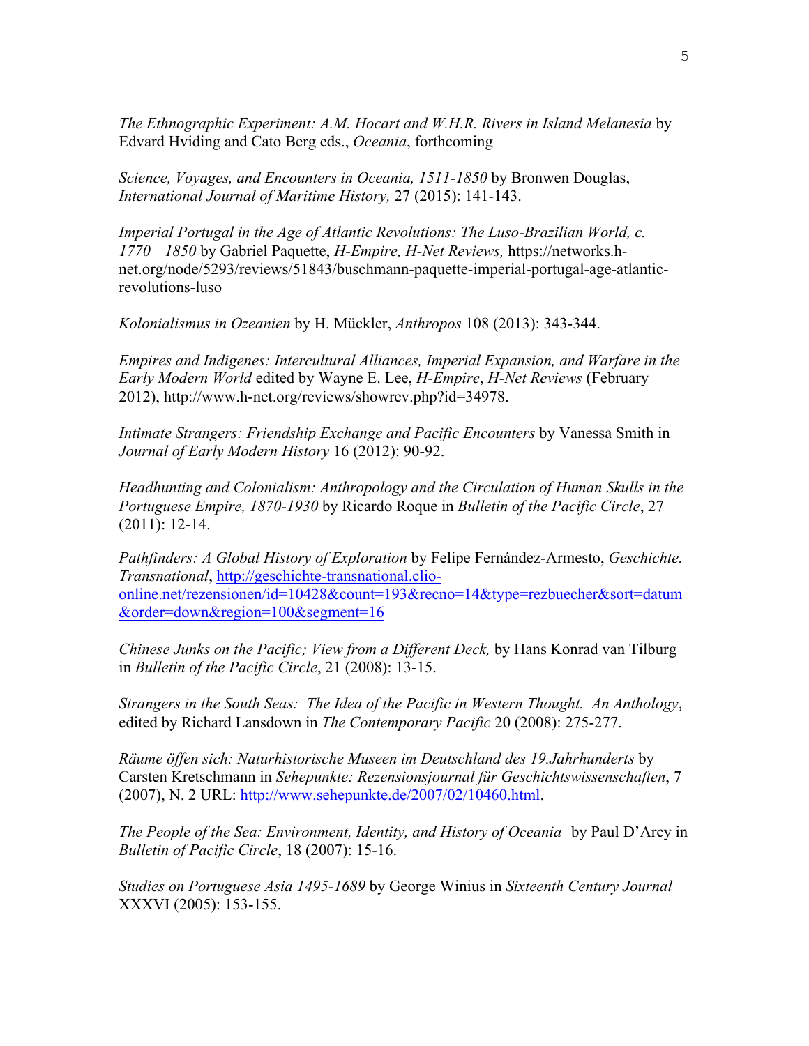*The Ethnographic Experiment: A.M. Hocart and W.H.R. Rivers in Island Melanesia* by Edvard Hviding and Cato Berg eds., *Oceania*, forthcoming

*Science, Voyages, and Encounters in Oceania, 1511-1850* by Bronwen Douglas, *International Journal of Maritime History,* 27 (2015): 141-143.

*Imperial Portugal in the Age of Atlantic Revolutions: The Luso-Brazilian World, c. 1770—1850* by Gabriel Paquette, *H-Empire, H-Net Reviews,* https://networks.h-net.org/node/5293/reviews/51843/buschmann-paquette-imperial-portugal-age-atlantic-revolutions-luso

*Kolonialismus in Ozeanien* by H. Mückler, *Anthropos* 108 (2013): 343-344.

*Empires and Indigenes: Intercultural Alliances, Imperial Expansion, and Warfare in the Early Modern World* edited by Wayne E. Lee, *H-Empire*, *H-Net Reviews* (February 2012), http://www.h-net.org/reviews/showrev.php?id=34978.

*Intimate Strangers: Friendship Exchange and Pacific Encounters* by Vanessa Smith in *Journal of Early Modern History* 16 (2012): 90-92.

*Headhunting and Colonialism: Anthropology and the Circulation of Human Skulls in the Portuguese Empire, 1870-1930* by Ricardo Roque in *Bulletin of the Pacific Circle*, 27 (2011): 12-14.

*Pathfinders: A Global History of Exploration* by Felipe Fernández-Armesto, *Geschichte. Transnational*, http://geschichte-transnational.clio-online.net/rezensionen/id=10428&count=193&recno=14&type=rezbuecher&sort=datum&order=down&region=100&segment=16

*Chinese Junks on the Pacific; View from a Different Deck,* by Hans Konrad van Tilburg in *Bulletin of the Pacific Circle*, 21 (2008): 13-15.

*Strangers in the South Seas: The Idea of the Pacific in Western Thought. An Anthology*, edited by Richard Lansdown in *The Contemporary Pacific* 20 (2008): 275-277.

*Räume öffen sich: Naturhistorische Museen im Deutschland des 19.Jahrhunderts* by Carsten Kretschmann in *Sehepunkte: Rezensionsjournal für Geschichtswissenschaften*, 7 (2007), N. 2 URL: http://www.sehepunkte.de/2007/02/10460.html.

*The People of the Sea: Environment, Identity, and History of Oceania* by Paul D'Arcy in *Bulletin of Pacific Circle*, 18 (2007): 15-16.

*Studies on Portuguese Asia 1495-1689* by George Winius in *Sixteenth Century Journal* XXXVI (2005): 153-155.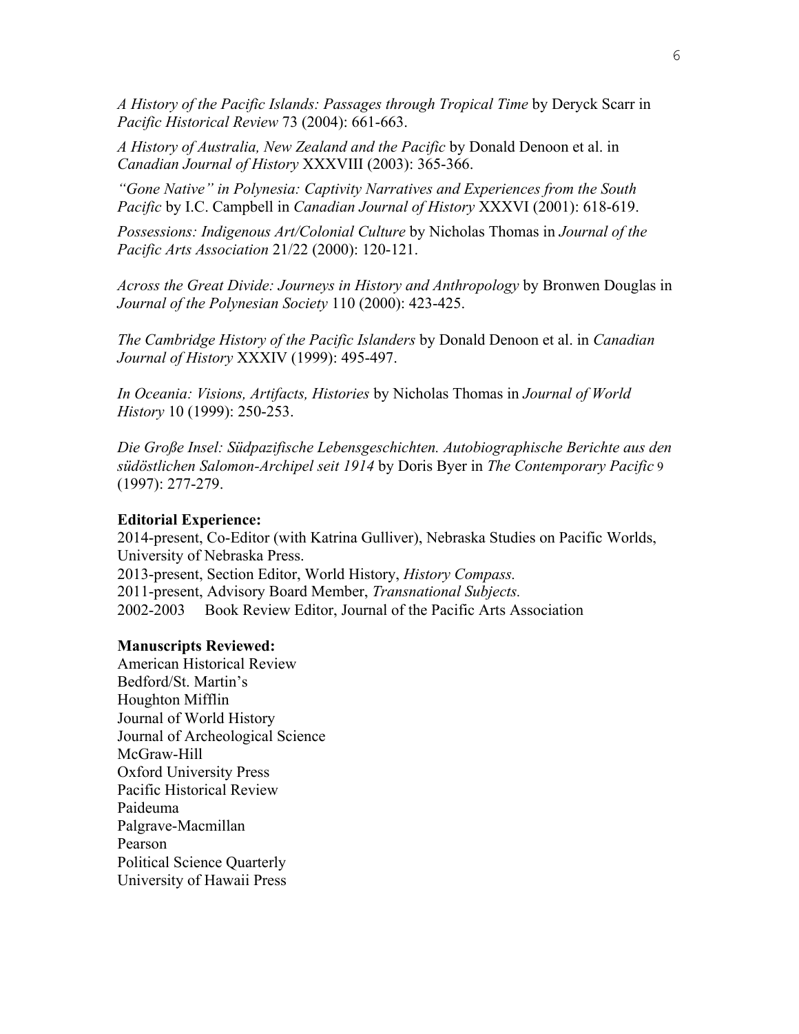*A History of the Pacific Islands: Passages through Tropical Time* by Deryck Scarr in *Pacific Historical Review* 73 (2004): 661-663.

*A History of Australia, New Zealand and the Pacific* by Donald Denoon et al. in *Canadian Journal of History* XXXVIII (2003): 365-366.

*"Gone Native" in Polynesia: Captivity Narratives and Experiences from the South Pacific* by I.C. Campbell in *Canadian Journal of History* XXXVI (2001): 618-619.

*Possessions: Indigenous Art/Colonial Culture* by Nicholas Thomas in *Journal of the Pacific Arts Association* 21/22 (2000): 120-121.

*Across the Great Divide: Journeys in History and Anthropology* by Bronwen Douglas in *Journal of the Polynesian Society* 110 (2000): 423-425.

*The Cambridge History of the Pacific Islanders* by Donald Denoon et al. in *Canadian Journal of History* XXXIV (1999): 495-497.

*In Oceania: Visions, Artifacts, Histories* by Nicholas Thomas in *Journal of World History* 10 (1999): 250-253.

*Die Große Insel: Südpazifische Lebensgeschichten. Autobiographische Berichte aus den südöstlichen Salomon-Archipel seit 1914* by Doris Byer in *The Contemporary Pacific* 9 (1997): 277-279.

**Editorial Experience:**

2014-present, Co-Editor (with Katrina Gulliver), Nebraska Studies on Pacific Worlds, University of Nebraska Press.
2013-present, Section Editor, World History, *History Compass.*
2011-present, Advisory Board Member, *Transnational Subjects.*
2002-2003 Book Review Editor, Journal of the Pacific Arts Association

**Manuscripts Reviewed:**

American Historical Review
Bedford/St. Martin's
Houghton Mifflin
Journal of World History
Journal of Archeological Science
McGraw-Hill
Oxford University Press
Pacific Historical Review
Paideuma
Palgrave-Macmillan
Pearson
Political Science Quarterly
University of Hawaii Press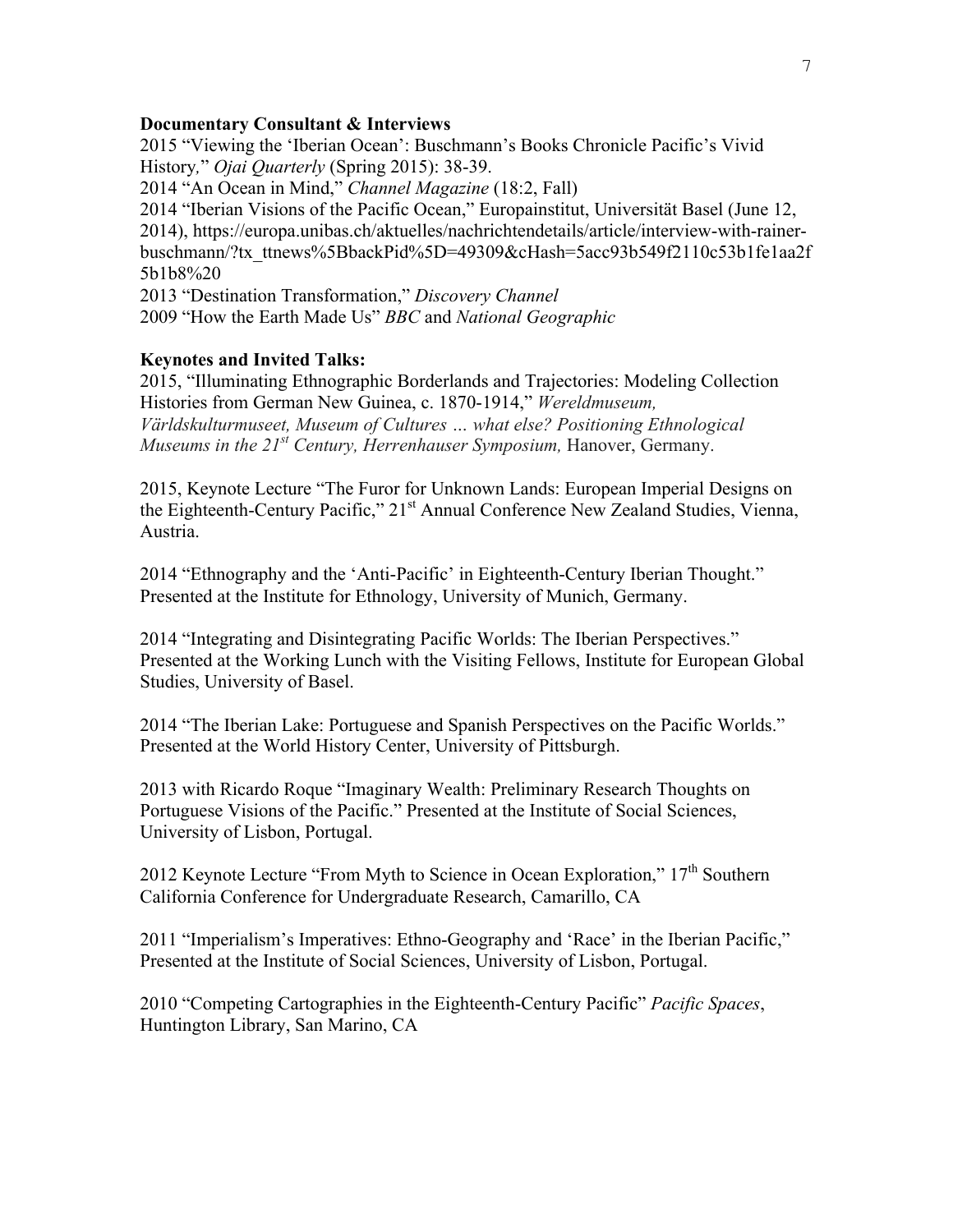**Documentary Consultant & Interviews**

2015 "Viewing the 'Iberian Ocean': Buschmann's Books Chronicle Pacific's Vivid History," *Ojai Quarterly* (Spring 2015): 38-39.

2014 "An Ocean in Mind," *Channel Magazine* (18:2, Fall)

2014 "Iberian Visions of the Pacific Ocean," Europainstitut, Universität Basel (June 12, 2014), https://europa.unibas.ch/aktuelles/nachrichtendetails/article/interview-with-rainer-buschmann/?tx_ttnews%5BbackPid%5D=49309&cHash=5acc93b549f2110c53b1fe1aa2f5b1b8%20

2013 "Destination Transformation," *Discovery Channel*

2009 "How the Earth Made Us" *BBC* and *National Geographic*

**Keynotes and Invited Talks:**

2015, "Illuminating Ethnographic Borderlands and Trajectories: Modeling Collection Histories from German New Guinea, c. 1870-1914," *Wereldmuseum, Världskulturmuseet, Museum of Cultures … what else? Positioning Ethnological Museums in the 21st Century, Herrenhauser Symposium,* Hanover, Germany.

2015, Keynote Lecture "The Furor for Unknown Lands: European Imperial Designs on the Eighteenth-Century Pacific," 21st Annual Conference New Zealand Studies, Vienna, Austria.

2014 "Ethnography and the 'Anti-Pacific' in Eighteenth-Century Iberian Thought." Presented at the Institute for Ethnology, University of Munich, Germany.

2014 "Integrating and Disintegrating Pacific Worlds: The Iberian Perspectives." Presented at the Working Lunch with the Visiting Fellows, Institute for European Global Studies, University of Basel.

2014 "The Iberian Lake: Portuguese and Spanish Perspectives on the Pacific Worlds." Presented at the World History Center, University of Pittsburgh.

2013 with Ricardo Roque "Imaginary Wealth: Preliminary Research Thoughts on Portuguese Visions of the Pacific." Presented at the Institute of Social Sciences, University of Lisbon, Portugal.

2012 Keynote Lecture "From Myth to Science in Ocean Exploration," 17th Southern California Conference for Undergraduate Research, Camarillo, CA

2011 "Imperialism's Imperatives: Ethno-Geography and 'Race' in the Iberian Pacific," Presented at the Institute of Social Sciences, University of Lisbon, Portugal.

2010 "Competing Cartographies in the Eighteenth-Century Pacific" *Pacific Spaces*, Huntington Library, San Marino, CA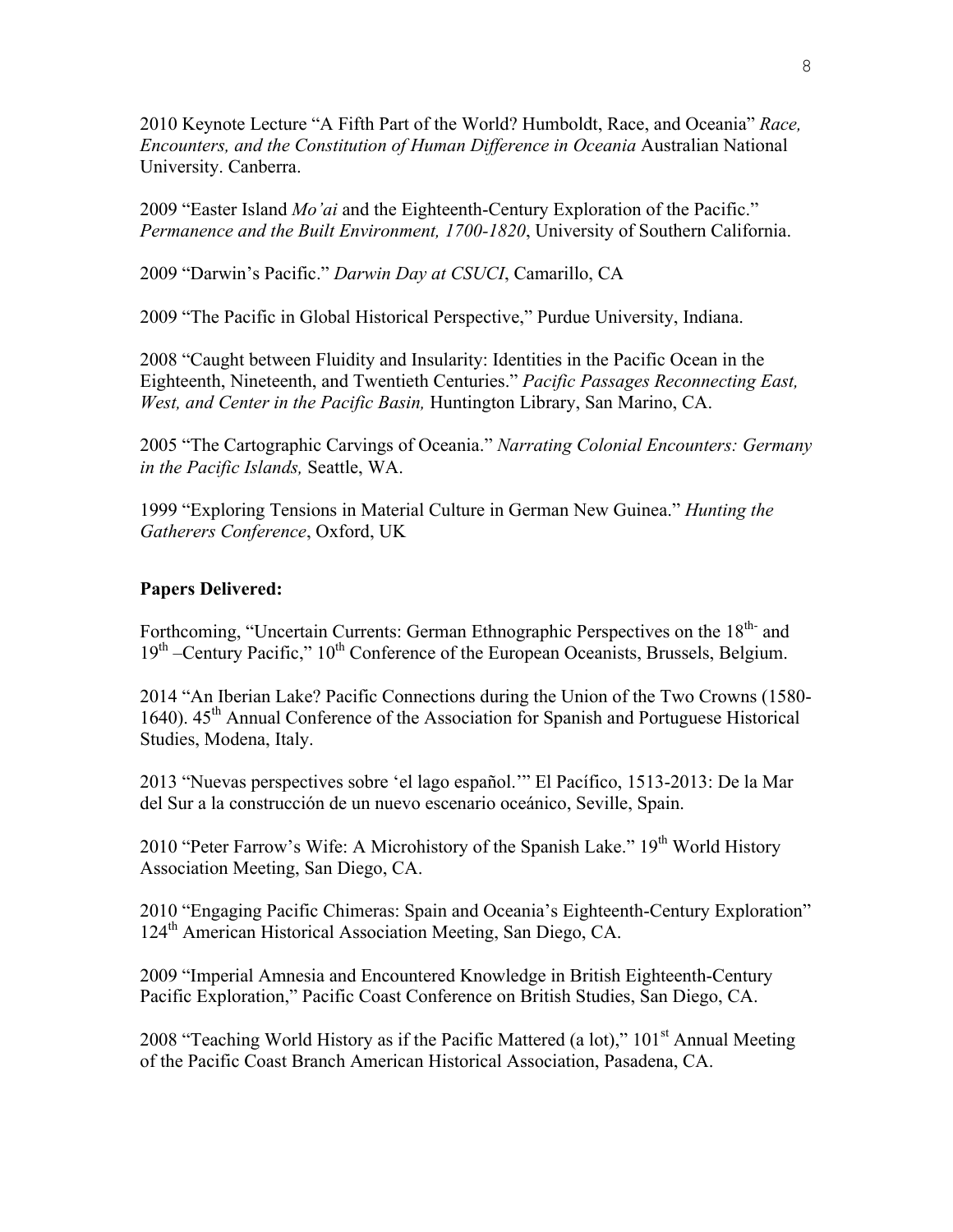2010 Keynote Lecture "A Fifth Part of the World? Humboldt, Race, and Oceania" *Race, Encounters, and the Constitution of Human Difference in Oceania* Australian National University. Canberra.

2009 "Easter Island *Mo'ai* and the Eighteenth-Century Exploration of the Pacific." *Permanence and the Built Environment, 1700-1820*, University of Southern California.

2009 "Darwin's Pacific." *Darwin Day at CSUCI*, Camarillo, CA

2009 "The Pacific in Global Historical Perspective," Purdue University, Indiana.

2008 "Caught between Fluidity and Insularity: Identities in the Pacific Ocean in the Eighteenth, Nineteenth, and Twentieth Centuries." *Pacific Passages Reconnecting East, West, and Center in the Pacific Basin,* Huntington Library, San Marino, CA.

2005 "The Cartographic Carvings of Oceania." *Narrating Colonial Encounters: Germany in the Pacific Islands,* Seattle, WA.

1999 "Exploring Tensions in Material Culture in German New Guinea." *Hunting the Gatherers Conference*, Oxford, UK

**Papers Delivered:**

Forthcoming, "Uncertain Currents: German Ethnographic Perspectives on the 18th- and 19th –Century Pacific," 10th Conference of the European Oceanists, Brussels, Belgium.

2014 "An Iberian Lake? Pacific Connections during the Union of the Two Crowns (1580-1640). 45th Annual Conference of the Association for Spanish and Portuguese Historical Studies, Modena, Italy.

2013 "Nuevas perspectives sobre 'el lago español.'" El Pacífico, 1513-2013: De la Mar del Sur a la construcción de un nuevo escenario oceánico, Seville, Spain.

2010 "Peter Farrow's Wife: A Microhistory of the Spanish Lake." 19th World History Association Meeting, San Diego, CA.

2010 "Engaging Pacific Chimeras: Spain and Oceania's Eighteenth-Century Exploration" 124th American Historical Association Meeting, San Diego, CA.

2009 "Imperial Amnesia and Encountered Knowledge in British Eighteenth-Century Pacific Exploration," Pacific Coast Conference on British Studies, San Diego, CA.

2008 "Teaching World History as if the Pacific Mattered (a lot)," 101st Annual Meeting of the Pacific Coast Branch American Historical Association, Pasadena, CA.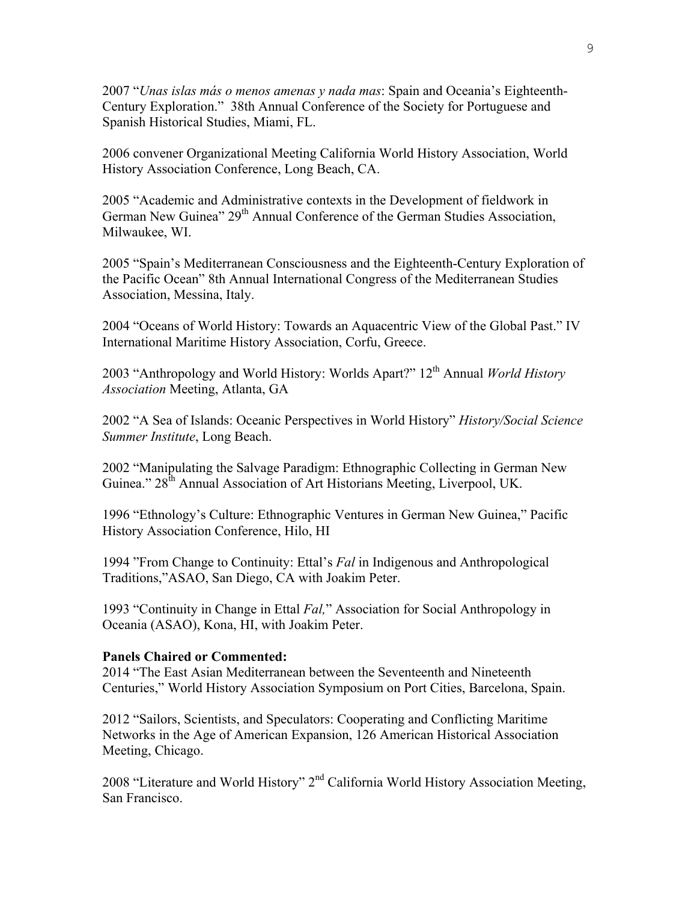2007 "*Unas islas más o menos amenas y nada mas*: Spain and Oceania's Eighteenth-Century Exploration." 38th Annual Conference of the Society for Portuguese and Spanish Historical Studies, Miami, FL.

2006 convener Organizational Meeting California World History Association, World History Association Conference, Long Beach, CA.

2005 "Academic and Administrative contexts in the Development of fieldwork in German New Guinea" 29th Annual Conference of the German Studies Association, Milwaukee, WI.

2005 "Spain's Mediterranean Consciousness and the Eighteenth-Century Exploration of the Pacific Ocean" 8th Annual International Congress of the Mediterranean Studies Association, Messina, Italy.

2004 "Oceans of World History: Towards an Aquacentric View of the Global Past." IV International Maritime History Association, Corfu, Greece.

2003 "Anthropology and World History: Worlds Apart?" 12th Annual *World History Association* Meeting, Atlanta, GA

2002 "A Sea of Islands: Oceanic Perspectives in World History" *History/Social Science Summer Institute*, Long Beach.

2002 "Manipulating the Salvage Paradigm: Ethnographic Collecting in German New Guinea." 28th Annual Association of Art Historians Meeting, Liverpool, UK.

1996 "Ethnology's Culture: Ethnographic Ventures in German New Guinea," Pacific History Association Conference, Hilo, HI

1994 "From Change to Continuity: Ettal's *Fal* in Indigenous and Anthropological Traditions,"ASAO, San Diego, CA with Joakim Peter.

1993 "Continuity in Change in Ettal *Fal,*" Association for Social Anthropology in Oceania (ASAO), Kona, HI, with Joakim Peter.

**Panels Chaired or Commented:**

2014 "The East Asian Mediterranean between the Seventeenth and Nineteenth Centuries," World History Association Symposium on Port Cities, Barcelona, Spain.

2012 "Sailors, Scientists, and Speculators: Cooperating and Conflicting Maritime Networks in the Age of American Expansion, 126 American Historical Association Meeting, Chicago.

2008 "Literature and World History" 2nd California World History Association Meeting, San Francisco.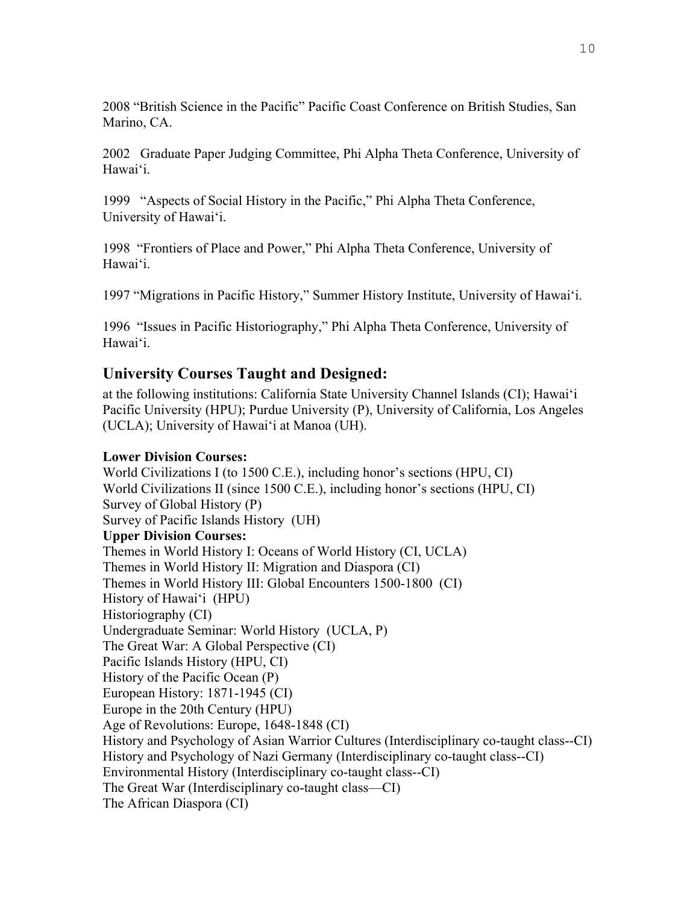2008 “British Science in the Pacific” Pacific Coast Conference on British Studies, San Marino, CA.

2002 Graduate Paper Judging Committee, Phi Alpha Theta Conference, University of Hawai‘i.

1999 “Aspects of Social History in the Pacific,” Phi Alpha Theta Conference, University of Hawai‘i.

1998 “Frontiers of Place and Power,” Phi Alpha Theta Conference, University of Hawai‘i.

1997 “Migrations in Pacific History,” Summer History Institute, University of Hawai‘i.

1996 “Issues in Pacific Historiography,” Phi Alpha Theta Conference, University of Hawai‘i.

## University Courses Taught and Designed:

at the following institutions: California State University Channel Islands (CI); Hawai‘i Pacific University (HPU); Purdue University (P), University of California, Los Angeles (UCLA); University of Hawai‘i at Manoa (UH).

**Lower Division Courses:**

World Civilizations I (to 1500 C.E.), including honor’s sections (HPU, CI)
World Civilizations II (since 1500 C.E.), including honor’s sections (HPU, CI)
Survey of Global History (P)
Survey of Pacific Islands History (UH)

**Upper Division Courses:**

Themes in World History I: Oceans of World History (CI, UCLA)
Themes in World History II: Migration and Diaspora (CI)
Themes in World History III: Global Encounters 1500-1800 (CI)
History of Hawai‘i (HPU)
Historiography (CI)
Undergraduate Seminar: World History (UCLA, P)
The Great War: A Global Perspective (CI)
Pacific Islands History (HPU, CI)
History of the Pacific Ocean (P)
European History: 1871-1945 (CI)
Europe in the 20th Century (HPU)
Age of Revolutions: Europe, 1648-1848 (CI)
History and Psychology of Asian Warrior Cultures (Interdisciplinary co-taught class--CI)
History and Psychology of Nazi Germany (Interdisciplinary co-taught class--CI)
Environmental History (Interdisciplinary co-taught class--CI)
The Great War (Interdisciplinary co-taught class—CI)
The African Diaspora (CI)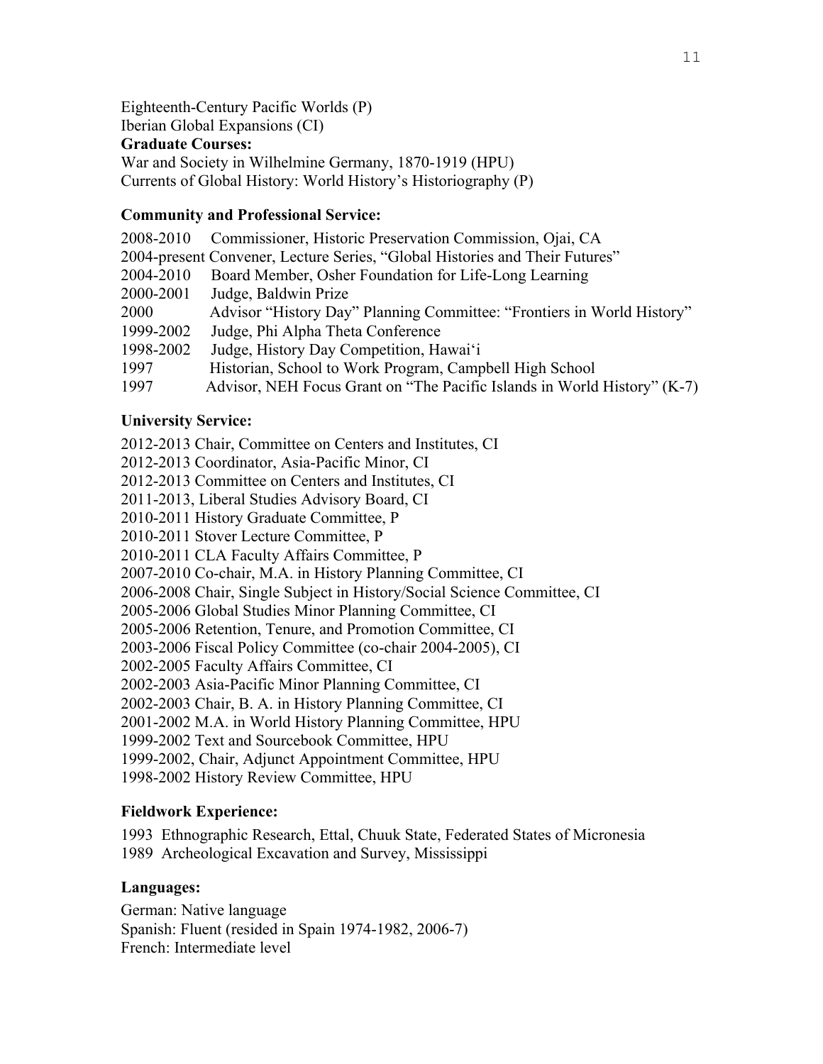Eighteenth-Century Pacific Worlds (P)
Iberian Global Expansions (CI)

**Graduate Courses:**

War and Society in Wilhelmine Germany, 1870-1919 (HPU)
Currents of Global History: World History's Historiography (P)

**Community and Professional Service:**

2008-2010 Commissioner, Historic Preservation Commission, Ojai, CA
2004-present Convener, Lecture Series, "Global Histories and Their Futures"
2004-2010 Board Member, Osher Foundation for Life-Long Learning
2000-2001 Judge, Baldwin Prize
2000 Advisor "History Day" Planning Committee: "Frontiers in World History"
1999-2002 Judge, Phi Alpha Theta Conference
1998-2002 Judge, History Day Competition, Hawai'i
1997 Historian, School to Work Program, Campbell High School
1997 Advisor, NEH Focus Grant on "The Pacific Islands in World History" (K-7)

**University Service:**

2012-2013 Chair, Committee on Centers and Institutes, CI
2012-2013 Coordinator, Asia-Pacific Minor, CI
2012-2013 Committee on Centers and Institutes, CI
2011-2013, Liberal Studies Advisory Board, CI
2010-2011 History Graduate Committee, P
2010-2011 Stover Lecture Committee, P
2010-2011 CLA Faculty Affairs Committee, P
2007-2010 Co-chair, M.A. in History Planning Committee, CI
2006-2008 Chair, Single Subject in History/Social Science Committee, CI
2005-2006 Global Studies Minor Planning Committee, CI
2005-2006 Retention, Tenure, and Promotion Committee, CI
2003-2006 Fiscal Policy Committee (co-chair 2004-2005), CI
2002-2005 Faculty Affairs Committee, CI
2002-2003 Asia-Pacific Minor Planning Committee, CI
2002-2003 Chair, B. A. in History Planning Committee, CI
2001-2002 M.A. in World History Planning Committee, HPU
1999-2002 Text and Sourcebook Committee, HPU
1999-2002, Chair, Adjunct Appointment Committee, HPU
1998-2002 History Review Committee, HPU

**Fieldwork Experience:**

1993 Ethnographic Research, Ettal, Chuuk State, Federated States of Micronesia
1989 Archeological Excavation and Survey, Mississippi

**Languages:**

German: Native language
Spanish: Fluent (resided in Spain 1974-1982, 2006-7)
French: Intermediate level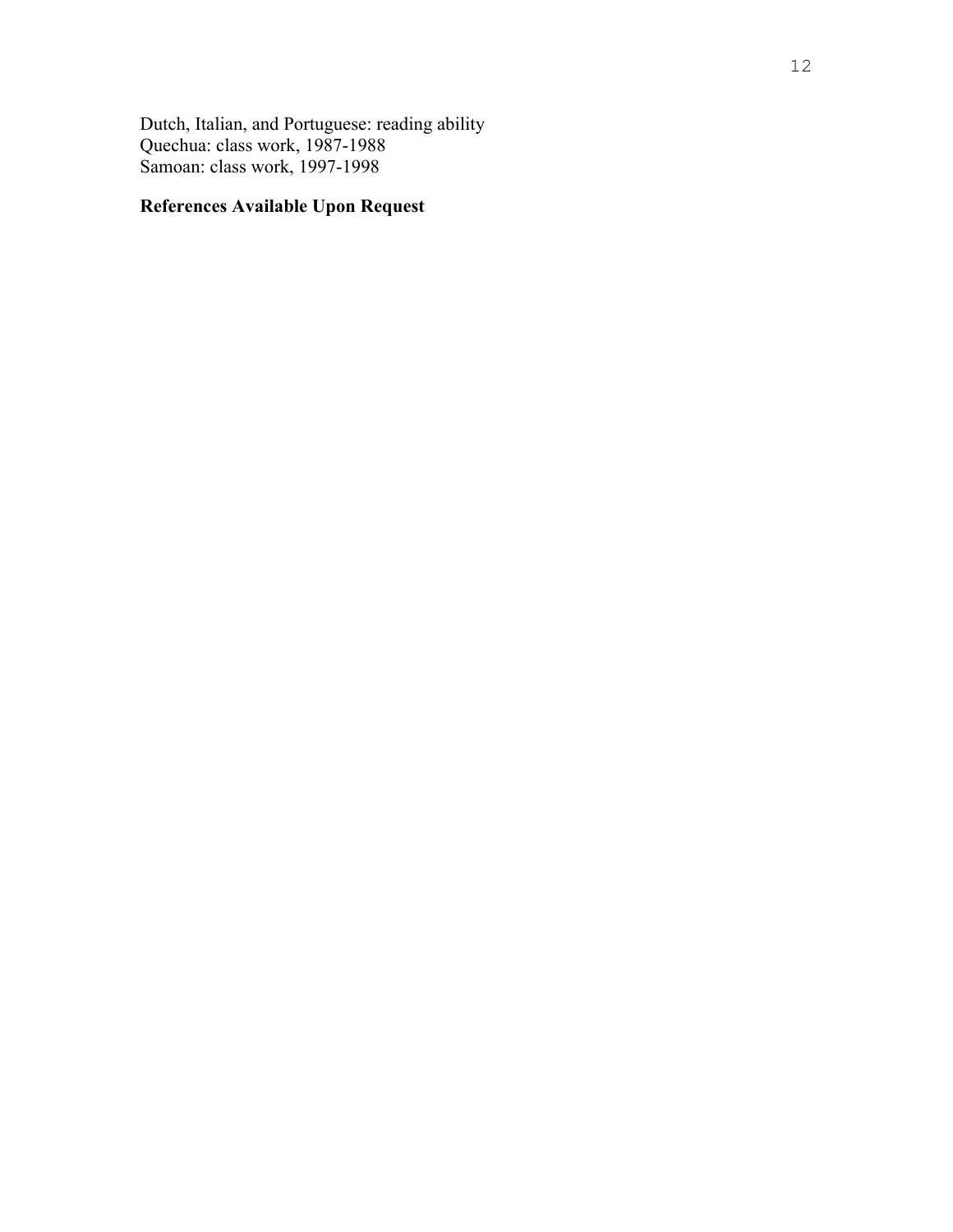Dutch, Italian, and Portuguese: reading ability
Quechua: class work, 1987-1988
Samoan: class work, 1997-1998

**References Available Upon Request**